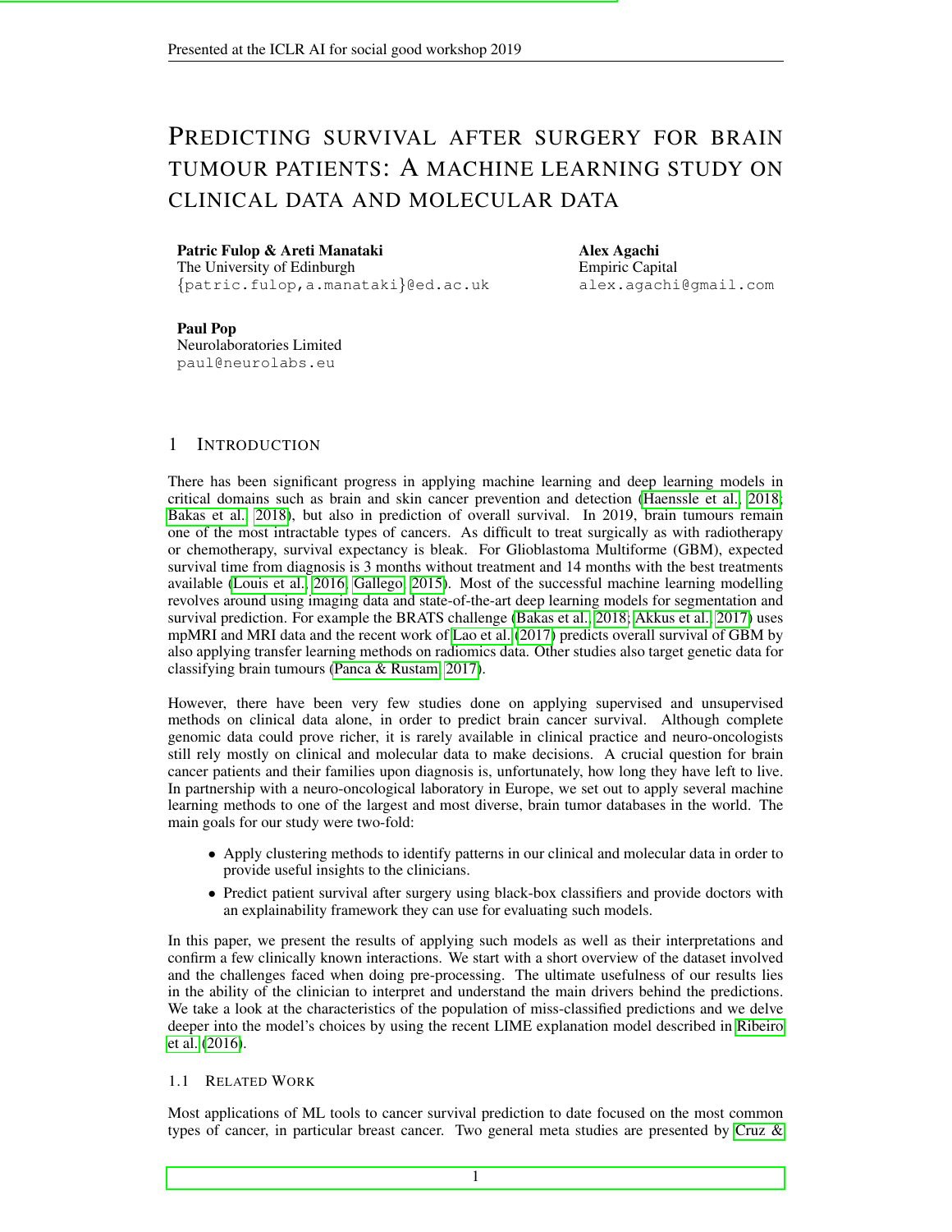# PREDICTING SURVIVAL AFTER SURGERY FOR BRAIN TUMOUR PATIENTS: A MACHINE LEARNING STUDY ON CLINICAL DATA AND MOLECULAR DATA

**Patric Fulop & Areti Manataki**
The University of Edinburgh
{patric.fulop,a.manataki}@ed.ac.uk

**Alex Agachi**
Empiric Capital
alex.agachi@gmail.com

**Paul Pop**
Neurolaboratories Limited
paul@neurolabs.eu

## 1 INTRODUCTION

There has been significant progress in applying machine learning and deep learning models in critical domains such as brain and skin cancer prevention and detection (Haenssle et al., 2018; Bakas et al., 2018), but also in prediction of overall survival. In 2019, brain tumours remain one of the most intractable types of cancers. As difficult to treat surgically as with radiotherapy or chemotherapy, survival expectancy is bleak. For Glioblastoma Multiforme (GBM), expected survival time from diagnosis is 3 months without treatment and 14 months with the best treatments available (Louis et al., 2016; Gallego, 2015). Most of the successful machine learning modelling revolves around using imaging data and state-of-the-art deep learning models for segmentation and survival prediction. For example the BRATS challenge (Bakas et al., 2018; Akkus et al., 2017) uses mpMRI and MRI data and the recent work of Lao et al. (2017) predicts overall survival of GBM by also applying transfer learning methods on radiomics data. Other studies also target genetic data for classifying brain tumours (Panca & Rustam, 2017).

However, there have been very few studies done on applying supervised and unsupervised methods on clinical data alone, in order to predict brain cancer survival. Although complete genomic data could prove richer, it is rarely available in clinical practice and neuro-oncologists still rely mostly on clinical and molecular data to make decisions. A crucial question for brain cancer patients and their families upon diagnosis is, unfortunately, how long they have left to live. In partnership with a neuro-oncological laboratory in Europe, we set out to apply several machine learning methods to one of the largest and most diverse, brain tumor databases in the world. The main goals for our study were two-fold:

- Apply clustering methods to identify patterns in our clinical and molecular data in order to provide useful insights to the clinicians.
- Predict patient survival after surgery using black-box classifiers and provide doctors with an explainability framework they can use for evaluating such models.

In this paper, we present the results of applying such models as well as their interpretations and confirm a few clinically known interactions. We start with a short overview of the dataset involved and the challenges faced when doing pre-processing. The ultimate usefulness of our results lies in the ability of the clinician to interpret and understand the main drivers behind the predictions. We take a look at the characteristics of the population of miss-classified predictions and we delve deeper into the model's choices by using the recent LIME explanation model described in Ribeiro et al. (2016).

### 1.1 RELATED WORK

Most applications of ML tools to cancer survival prediction to date focused on the most common types of cancer, in particular breast cancer. Two general meta studies are presented by Cruz &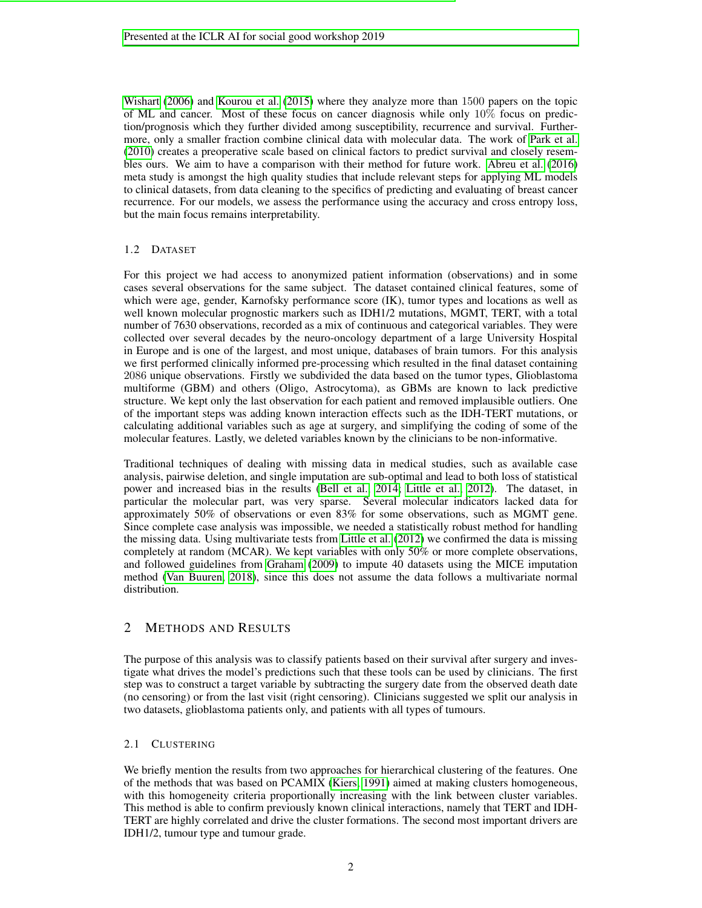Wishart (2006) and Kourou et al. (2015) where they analyze more than 1500 papers on the topic of ML and cancer. Most of these focus on cancer diagnosis while only 10% focus on prediction/prognosis which they further divided among susceptibility, recurrence and survival. Furthermore, only a smaller fraction combine clinical data with molecular data. The work of Park et al. (2010) creates a preoperative scale based on clinical factors to predict survival and closely resembles ours. We aim to have a comparison with their method for future work. Abreu et al. (2016) meta study is amongst the high quality studies that include relevant steps for applying ML models to clinical datasets, from data cleaning to the specifics of predicting and evaluating of breast cancer recurrence. For our models, we assess the performance using the accuracy and cross entropy loss, but the main focus remains interpretability.

### 1.2 Dataset

For this project we had access to anonymized patient information (observations) and in some cases several observations for the same subject. The dataset contained clinical features, some of which were age, gender, Karnofsky performance score (IK), tumor types and locations as well as well known molecular prognostic markers such as IDH1/2 mutations, MGMT, TERT, with a total number of 7630 observations, recorded as a mix of continuous and categorical variables. They were collected over several decades by the neuro-oncology department of a large University Hospital in Europe and is one of the largest, and most unique, databases of brain tumors. For this analysis we first performed clinically informed pre-processing which resulted in the final dataset containing 2086 unique observations. Firstly we subdivided the data based on the tumor types, Glioblastoma multiforme (GBM) and others (Oligo, Astrocytoma), as GBMs are known to lack predictive structure. We kept only the last observation for each patient and removed implausible outliers. One of the important steps was adding known interaction effects such as the IDH-TERT mutations, or calculating additional variables such as age at surgery, and simplifying the coding of some of the molecular features. Lastly, we deleted variables known by the clinicians to be non-informative.

Traditional techniques of dealing with missing data in medical studies, such as available case analysis, pairwise deletion, and single imputation are sub-optimal and lead to both loss of statistical power and increased bias in the results (Bell et al., 2014; Little et al., 2012). The dataset, in particular the molecular part, was very sparse. Several molecular indicators lacked data for approximately 50% of observations or even 83% for some observations, such as MGMT gene. Since complete case analysis was impossible, we needed a statistically robust method for handling the missing data. Using multivariate tests from Little et al. (2012) we confirmed the data is missing completely at random (MCAR). We kept variables with only 50% or more complete observations, and followed guidelines from Graham (2009) to impute 40 datasets using the MICE imputation method (Van Buuren, 2018), since this does not assume the data follows a multivariate normal distribution.

## 2 Methods and Results

The purpose of this analysis was to classify patients based on their survival after surgery and investigate what drives the model's predictions such that these tools can be used by clinicians. The first step was to construct a target variable by subtracting the surgery date from the observed death date (no censoring) or from the last visit (right censoring). Clinicians suggested we split our analysis in two datasets, glioblastoma patients only, and patients with all types of tumours.

### 2.1 Clustering

We briefly mention the results from two approaches for hierarchical clustering of the features. One of the methods that was based on PCAMIX (Kiers, 1991) aimed at making clusters homogeneous, with this homogeneity criteria proportionally increasing with the link between cluster variables. This method is able to confirm previously known clinical interactions, namely that TERT and IDH-TERT are highly correlated and drive the cluster formations. The second most important drivers are IDH1/2, tumour type and tumour grade.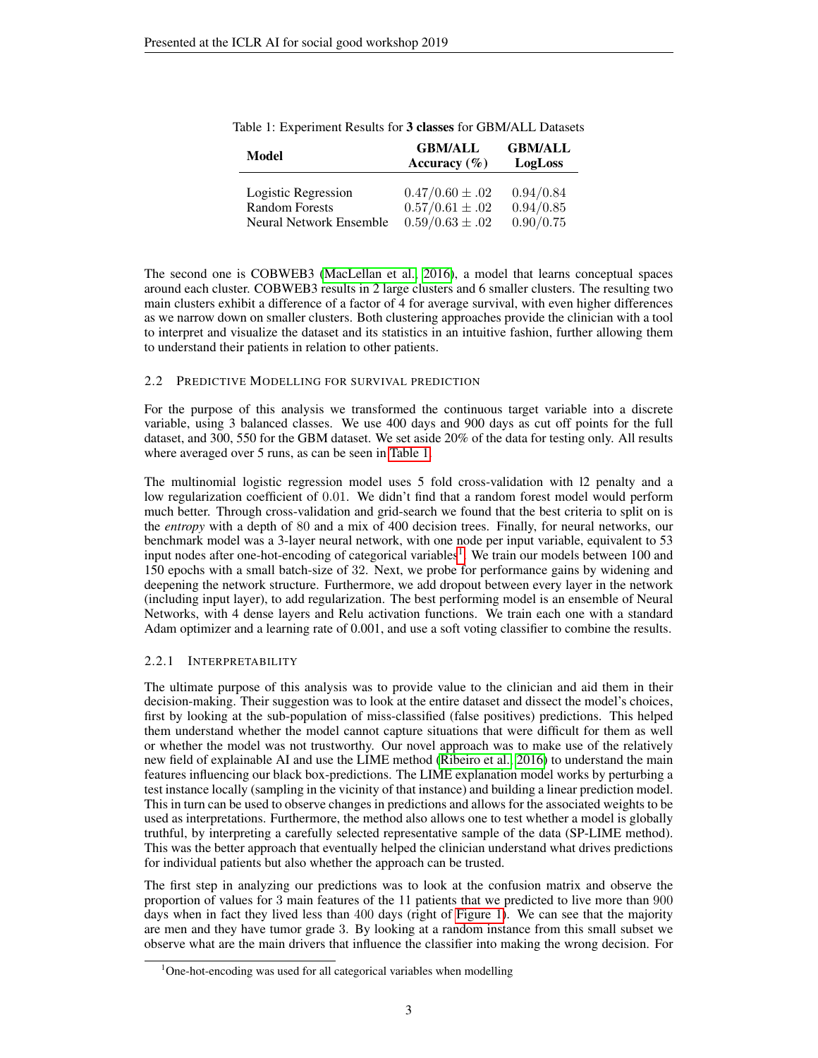Table 1: Experiment Results for **3 classes** for GBM/ALL Datasets

| Model | GBM/ALL Accuracy (%) | GBM/ALL LogLoss |
|---|---|---|
| Logistic Regression | $0.47/0.60 \pm .02$ | $0.94/0.84$ |
| Random Forests | $0.57/0.61 \pm .02$ | $0.94/0.85$ |
| Neural Network Ensemble | $0.59/0.63 \pm .02$ | $0.90/0.75$ |

The second one is COBWEB3 (MacLellan et al., 2016), a model that learns conceptual spaces around each cluster. COBWEB3 results in 2 large clusters and 6 smaller clusters. The resulting two main clusters exhibit a difference of a factor of 4 for average survival, with even higher differences as we narrow down on smaller clusters. Both clustering approaches provide the clinician with a tool to interpret and visualize the dataset and its statistics in an intuitive fashion, further allowing them to understand their patients in relation to other patients.

### 2.2 Predictive Modelling for survival prediction

For the purpose of this analysis we transformed the continuous target variable into a discrete variable, using 3 balanced classes. We use 400 days and 900 days as cut off points for the full dataset, and 300, 550 for the GBM dataset. We set aside 20% of the data for testing only. All results where averaged over 5 runs, as can be seen in Table 1.

The multinomial logistic regression model uses 5 fold cross-validation with l2 penalty and a low regularization coefficient of 0.01. We didn't find that a random forest model would perform much better. Through cross-validation and grid-search we found that the best criteria to split on is the *entropy* with a depth of 80 and a mix of 400 decision trees. Finally, for neural networks, our benchmark model was a 3-layer neural network, with one node per input variable, equivalent to 53 input nodes after one-hot-encoding of categorical variables[1]. We train our models between 100 and 150 epochs with a small batch-size of 32. Next, we probe for performance gains by widening and deepening the network structure. Furthermore, we add dropout between every layer in the network (including input layer), to add regularization. The best performing model is an ensemble of Neural Networks, with 4 dense layers and Relu activation functions. We train each one with a standard Adam optimizer and a learning rate of 0.001, and use a soft voting classifier to combine the results.

#### 2.2.1 Interpretability

The ultimate purpose of this analysis was to provide value to the clinician and aid them in their decision-making. Their suggestion was to look at the entire dataset and dissect the model's choices, first by looking at the sub-population of miss-classified (false positives) predictions. This helped them understand whether the model cannot capture situations that were difficult for them as well or whether the model was not trustworthy. Our novel approach was to make use of the relatively new field of explainable AI and use the LIME method (Ribeiro et al., 2016) to understand the main features influencing our black box-predictions. The LIME explanation model works by perturbing a test instance locally (sampling in the vicinity of that instance) and building a linear prediction model. This in turn can be used to observe changes in predictions and allows for the associated weights to be used as interpretations. Furthermore, the method also allows one to test whether a model is globally truthful, by interpreting a carefully selected representative sample of the data (SP-LIME method). This was the better approach that eventually helped the clinician understand what drives predictions for individual patients but also whether the approach can be trusted.

The first step in analyzing our predictions was to look at the confusion matrix and observe the proportion of values for 3 main features of the 11 patients that we predicted to live more than 900 days when in fact they lived less than 400 days (right of Figure 1). We can see that the majority are men and they have tumor grade 3. By looking at a random instance from this small subset we observe what are the main drivers that influence the classifier into making the wrong decision. For

[1] One-hot-encoding was used for all categorical variables when modelling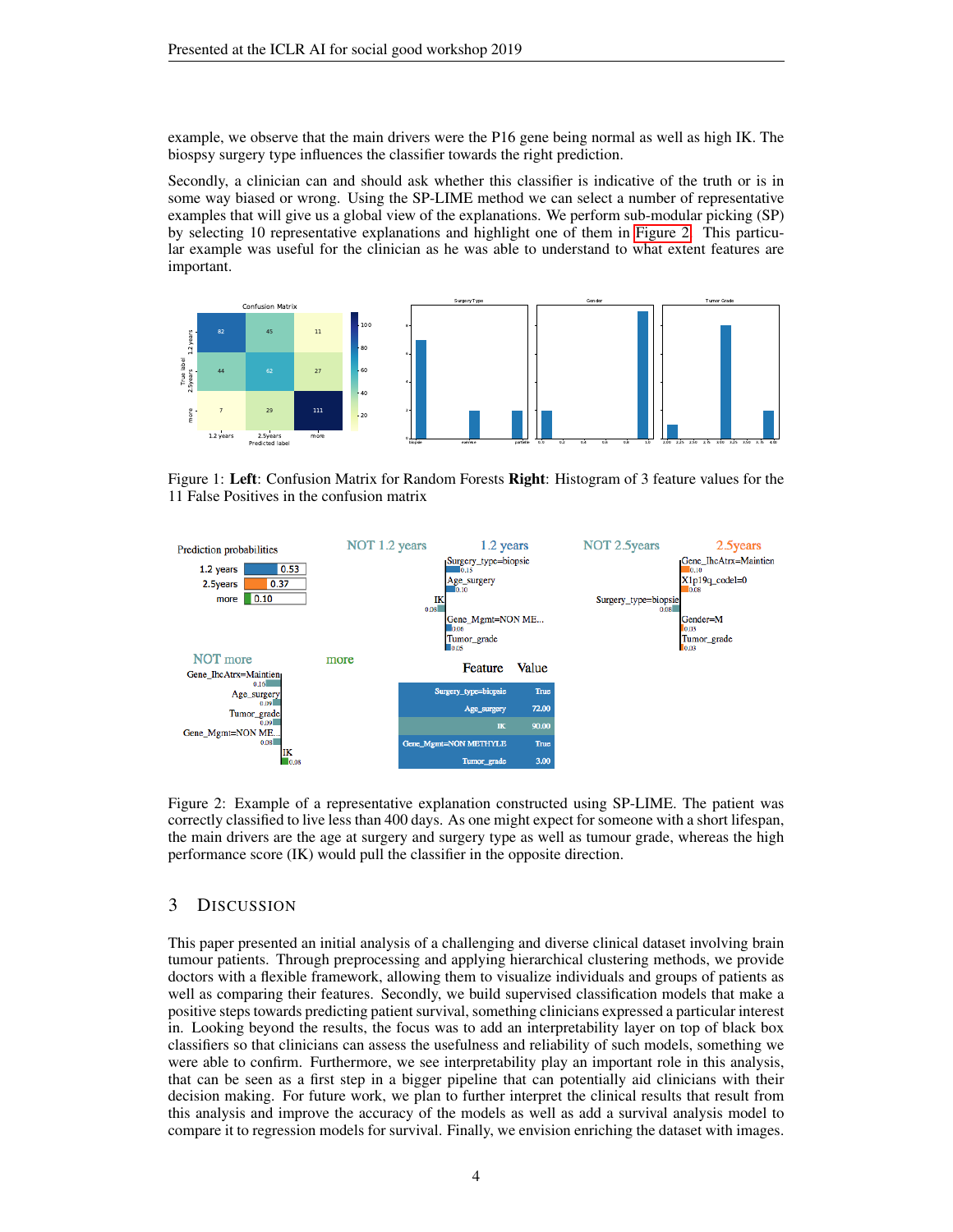example, we observe that the main drivers were the P16 gene being normal as well as high IK. The biospsy surgery type influences the classifier towards the right prediction.

Secondly, a clinician can and should ask whether this classifier is indicative of the truth or is in some way biased or wrong. Using the SP-LIME method we can select a number of representative examples that will give us a global view of the explanations. We perform sub-modular picking (SP) by selecting 10 representative explanations and highlight one of them in Figure 2. This particular example was useful for the clinician as he was able to understand to what extent features are important.

Figure 1: **Left**: Confusion Matrix for Random Forests **Right**: Histogram of 3 feature values for the 11 False Positives in the confusion matrix

Figure 2: Example of a representative explanation constructed using SP-LIME. The patient was correctly classified to live less than 400 days. As one might expect for someone with a short lifespan, the main drivers are the age at surgery and surgery type as well as tumour grade, whereas the high performance score (IK) would pull the classifier in the opposite direction.

## 3 Discussion

This paper presented an initial analysis of a challenging and diverse clinical dataset involving brain tumour patients. Through preprocessing and applying hierarchical clustering methods, we provide doctors with a flexible framework, allowing them to visualize individuals and groups of patients as well as comparing their features. Secondly, we build supervised classification models that make a positive steps towards predicting patient survival, something clinicians expressed a particular interest in. Looking beyond the results, the focus was to add an interpretability layer on top of black box classifiers so that clinicians can assess the usefulness and reliability of such models, something we were able to confirm. Furthermore, we see interpretability play an important role in this analysis, that can be seen as a first step in a bigger pipeline that can potentially aid clinicians with their decision making. For future work, we plan to further interpret the clinical results that result from this analysis and improve the accuracy of the models as well as add a survival analysis model to compare it to regression models for survival. Finally, we envision enriching the dataset with images.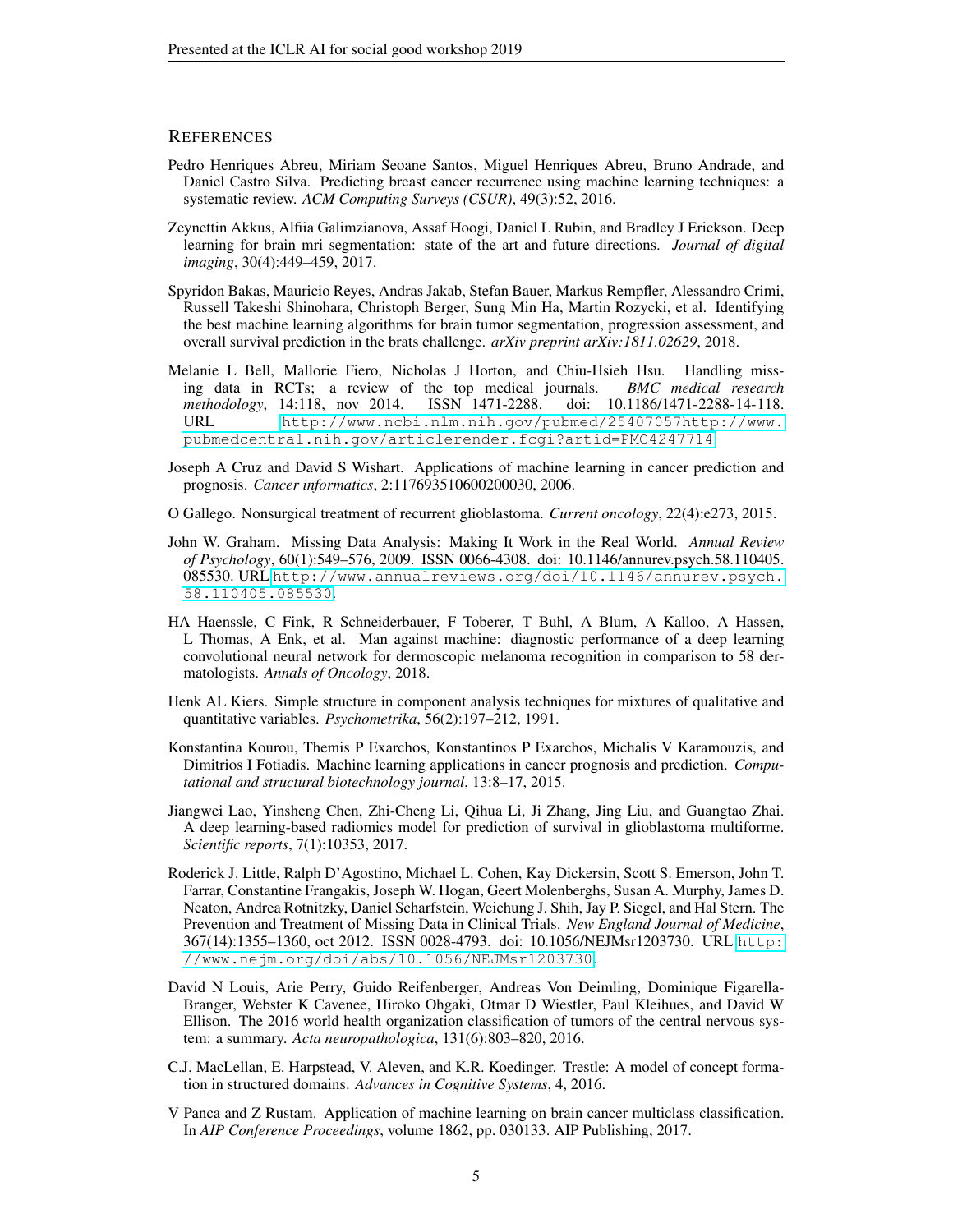## REFERENCES

Pedro Henriques Abreu, Miriam Seoane Santos, Miguel Henriques Abreu, Bruno Andrade, and Daniel Castro Silva. Predicting breast cancer recurrence using machine learning techniques: a systematic review. *ACM Computing Surveys (CSUR)*, 49(3):52, 2016.

Zeynettin Akkus, Alfiia Galimzianova, Assaf Hoogi, Daniel L Rubin, and Bradley J Erickson. Deep learning for brain mri segmentation: state of the art and future directions. *Journal of digital imaging*, 30(4):449–459, 2017.

Spyridon Bakas, Mauricio Reyes, Andras Jakab, Stefan Bauer, Markus Rempfler, Alessandro Crimi, Russell Takeshi Shinohara, Christoph Berger, Sung Min Ha, Martin Rozycki, et al. Identifying the best machine learning algorithms for brain tumor segmentation, progression assessment, and overall survival prediction in the brats challenge. *arXiv preprint arXiv:1811.02629*, 2018.

Melanie L Bell, Mallorie Fiero, Nicholas J Horton, and Chiu-Hsieh Hsu. Handling missing data in RCTs; a review of the top medical journals. *BMC medical research methodology*, 14:118, nov 2014. ISSN 1471-2288. doi: 10.1186/1471-2288-14-118. URL http://www.ncbi.nlm.nih.gov/pubmed/25407057http://www.pubmedcentral.nih.gov/articlerender.fcgi?artid=PMC4247714.

Joseph A Cruz and David S Wishart. Applications of machine learning in cancer prediction and prognosis. *Cancer informatics*, 2:117693510600200030, 2006.

O Gallego. Nonsurgical treatment of recurrent glioblastoma. *Current oncology*, 22(4):e273, 2015.

John W. Graham. Missing Data Analysis: Making It Work in the Real World. *Annual Review of Psychology*, 60(1):549–576, 2009. ISSN 0066-4308. doi: 10.1146/annurev.psych.58.110405.085530. URL http://www.annualreviews.org/doi/10.1146/annurev.psych.58.110405.085530.

HA Haenssle, C Fink, R Schneiderbauer, F Toberer, T Buhl, A Blum, A Kalloo, A Hassen, L Thomas, A Enk, et al. Man against machine: diagnostic performance of a deep learning convolutional neural network for dermoscopic melanoma recognition in comparison to 58 dermatologists. *Annals of Oncology*, 2018.

Henk AL Kiers. Simple structure in component analysis techniques for mixtures of qualitative and quantitative variables. *Psychometrika*, 56(2):197–212, 1991.

Konstantina Kourou, Themis P Exarchos, Konstantinos P Exarchos, Michalis V Karamouzis, and Dimitrios I Fotiadis. Machine learning applications in cancer prognosis and prediction. *Computational and structural biotechnology journal*, 13:8–17, 2015.

Jiangwei Lao, Yinsheng Chen, Zhi-Cheng Li, Qihua Li, Ji Zhang, Jing Liu, and Guangtao Zhai. A deep learning-based radiomics model for prediction of survival in glioblastoma multiforme. *Scientific reports*, 7(1):10353, 2017.

Roderick J. Little, Ralph D'Agostino, Michael L. Cohen, Kay Dickersin, Scott S. Emerson, John T. Farrar, Constantine Frangakis, Joseph W. Hogan, Geert Molenberghs, Susan A. Murphy, James D. Neaton, Andrea Rotnitzky, Daniel Scharfstein, Weichung J. Shih, Jay P. Siegel, and Hal Stern. The Prevention and Treatment of Missing Data in Clinical Trials. *New England Journal of Medicine*, 367(14):1355–1360, oct 2012. ISSN 0028-4793. doi: 10.1056/NEJMsr1203730. URL http://www.nejm.org/doi/abs/10.1056/NEJMsr1203730.

David N Louis, Arie Perry, Guido Reifenberger, Andreas Von Deimling, Dominique Figarella-Branger, Webster K Cavenee, Hiroko Ohgaki, Otmar D Wiestler, Paul Kleihues, and David W Ellison. The 2016 world health organization classification of tumors of the central nervous system: a summary. *Acta neuropathologica*, 131(6):803–820, 2016.

C.J. MacLellan, E. Harpstead, V. Aleven, and K.R. Koedinger. Trestle: A model of concept formation in structured domains. *Advances in Cognitive Systems*, 4, 2016.

V Panca and Z Rustam. Application of machine learning on brain cancer multiclass classification. In *AIP Conference Proceedings*, volume 1862, pp. 030133. AIP Publishing, 2017.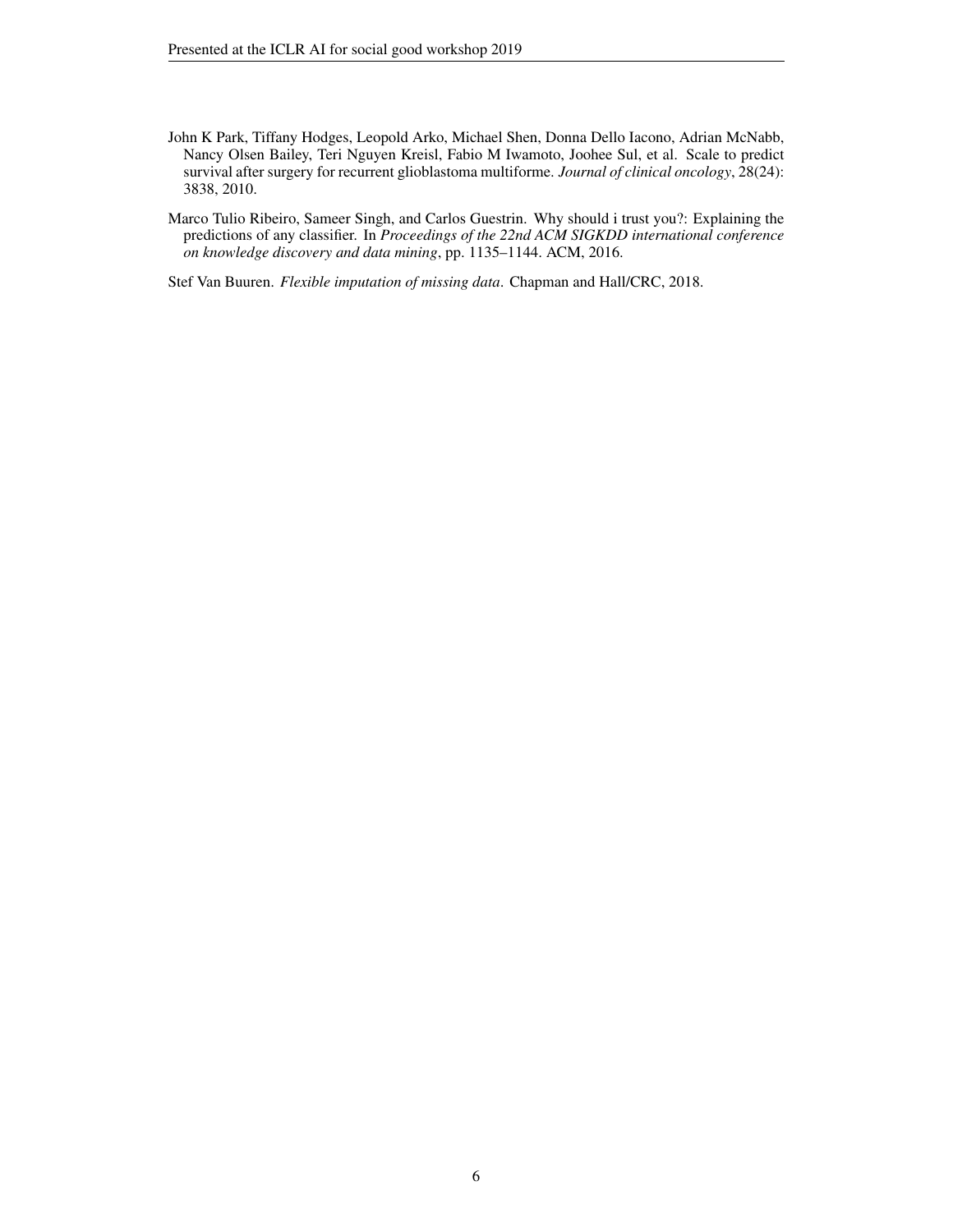John K Park, Tiffany Hodges, Leopold Arko, Michael Shen, Donna Dello Iacono, Adrian McNabb, Nancy Olsen Bailey, Teri Nguyen Kreisl, Fabio M Iwamoto, Joohee Sul, et al. Scale to predict survival after surgery for recurrent glioblastoma multiforme. *Journal of clinical oncology*, 28(24): 3838, 2010.

Marco Tulio Ribeiro, Sameer Singh, and Carlos Guestrin. Why should i trust you?: Explaining the predictions of any classifier. In *Proceedings of the 22nd ACM SIGKDD international conference on knowledge discovery and data mining*, pp. 1135–1144. ACM, 2016.

Stef Van Buuren. *Flexible imputation of missing data*. Chapman and Hall/CRC, 2018.